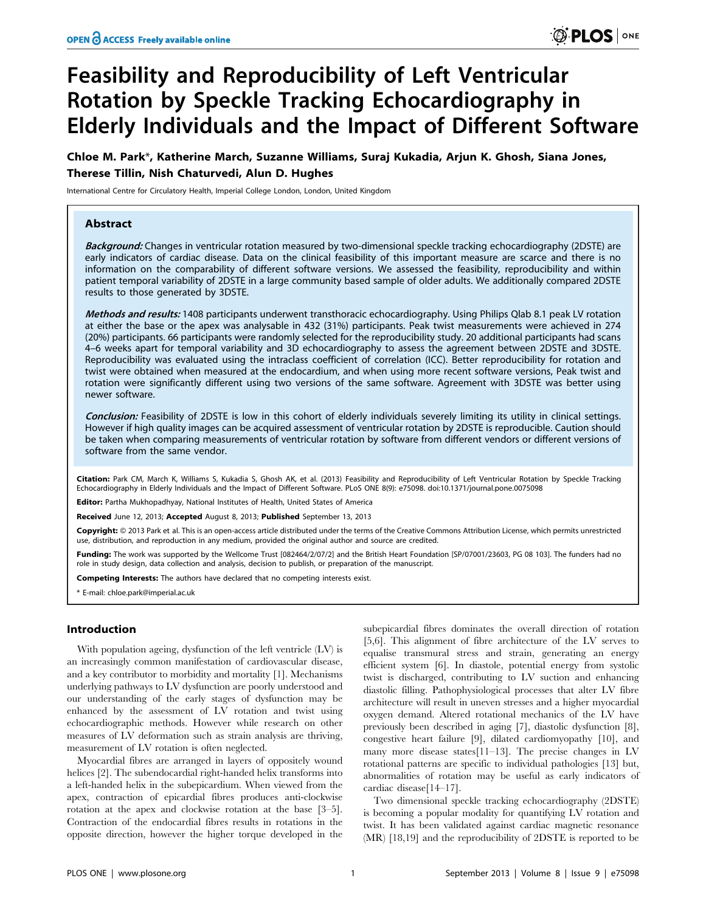# Feasibility and Reproducibility of Left Ventricular Rotation by Speckle Tracking Echocardiography in Elderly Individuals and the Impact of Different Software

**Chloe M. Park*, Katherine March, Suzanne Williams, Suraj Kukadia, Arjun K. Ghosh, Siana Jones, Therese Tillin, Nish Chaturvedi, Alun D. Hughes**

International Centre for Circulatory Health, Imperial College London, London, United Kingdom

## Abstract

***Background:*** Changes in ventricular rotation measured by two-dimensional speckle tracking echocardiography (2DSTE) are early indicators of cardiac disease. Data on the clinical feasibility of this important measure are scarce and there is no information on the comparability of different software versions. We assessed the feasibility, reproducibility and within patient temporal variability of 2DSTE in a large community based sample of older adults. We additionally compared 2DSTE results to those generated by 3DSTE.

***Methods and results:*** 1408 participants underwent transthoracic echocardiography. Using Philips Qlab 8.1 peak LV rotation at either the base or the apex was analysable in 432 (31%) participants. Peak twist measurements were achieved in 274 (20%) participants. 66 participants were randomly selected for the reproducibility study. 20 additional participants had scans 4–6 weeks apart for temporal variability and 3D echocardiography to assess the agreement between 2DSTE and 3DSTE. Reproducibility was evaluated using the intraclass coefficient of correlation (ICC). Better reproducibility for rotation and twist were obtained when measured at the endocardium, and when using more recent software versions, Peak twist and rotation were significantly different using two versions of the same software. Agreement with 3DSTE was better using newer software.

***Conclusion:*** Feasibility of 2DSTE is low in this cohort of elderly individuals severely limiting its utility in clinical settings. However if high quality images can be acquired assessment of ventricular rotation by 2DSTE is reproducible. Caution should be taken when comparing measurements of ventricular rotation by software from different vendors or different versions of software from the same vendor.

**Citation:** Park CM, March K, Williams S, Kukadia S, Ghosh AK, et al. (2013) Feasibility and Reproducibility of Left Ventricular Rotation by Speckle Tracking Echocardiography in Elderly Individuals and the Impact of Different Software. PLoS ONE 8(9): e75098. doi:10.1371/journal.pone.0075098

**Editor:** Partha Mukhopadhyay, National Institutes of Health, United States of America

**Received** June 12, 2013; **Accepted** August 8, 2013; **Published** September 13, 2013

**Copyright:** © 2013 Park et al. This is an open-access article distributed under the terms of the Creative Commons Attribution License, which permits unrestricted use, distribution, and reproduction in any medium, provided the original author and source are credited.

**Funding:** The work was supported by the Wellcome Trust [082464/2/07/2] and the British Heart Foundation [SP/07001/23603, PG 08 103]. The funders had no role in study design, data collection and analysis, decision to publish, or preparation of the manuscript.

**Competing Interests:** The authors have declared that no competing interests exist.

\* E-mail: chloe.park@imperial.ac.uk

## Introduction

With population ageing, dysfunction of the left ventricle (LV) is an increasingly common manifestation of cardiovascular disease, and a key contributor to morbidity and mortality [1]. Mechanisms underlying pathways to LV dysfunction are poorly understood and our understanding of the early stages of dysfunction may be enhanced by the assessment of LV rotation and twist using echocardiographic methods. However while research on other measures of LV deformation such as strain analysis are thriving, measurement of LV rotation is often neglected.

Myocardial fibres are arranged in layers of oppositely wound helices [2]. The subendocardial right-handed helix transforms into a left-handed helix in the subepicardium. When viewed from the apex, contraction of epicardial fibres produces anti-clockwise rotation at the apex and clockwise rotation at the base [3–5]. Contraction of the endocardial fibres results in rotations in the opposite direction, however the higher torque developed in the subepicardial fibres dominates the overall direction of rotation [5,6]. This alignment of fibre architecture of the LV serves to equalise transmural stress and strain, generating an energy efficient system [6]. In diastole, potential energy from systolic twist is discharged, contributing to LV suction and enhancing diastolic filling. Pathophysiological processes that alter LV fibre architecture will result in uneven stresses and a higher myocardial oxygen demand. Altered rotational mechanics of the LV have previously been described in aging [7], diastolic dysfunction [8], congestive heart failure [9], dilated cardiomyopathy [10], and many more disease states[11–13]. The precise changes in LV rotational patterns are specific to individual pathologies [13] but, abnormalities of rotation may be useful as early indicators of cardiac disease[14–17].

Two dimensional speckle tracking echocardiography (2DSTE) is becoming a popular modality for quantifying LV rotation and twist. It has been validated against cardiac magnetic resonance (MR) [18,19] and the reproducibility of 2DSTE is reported to be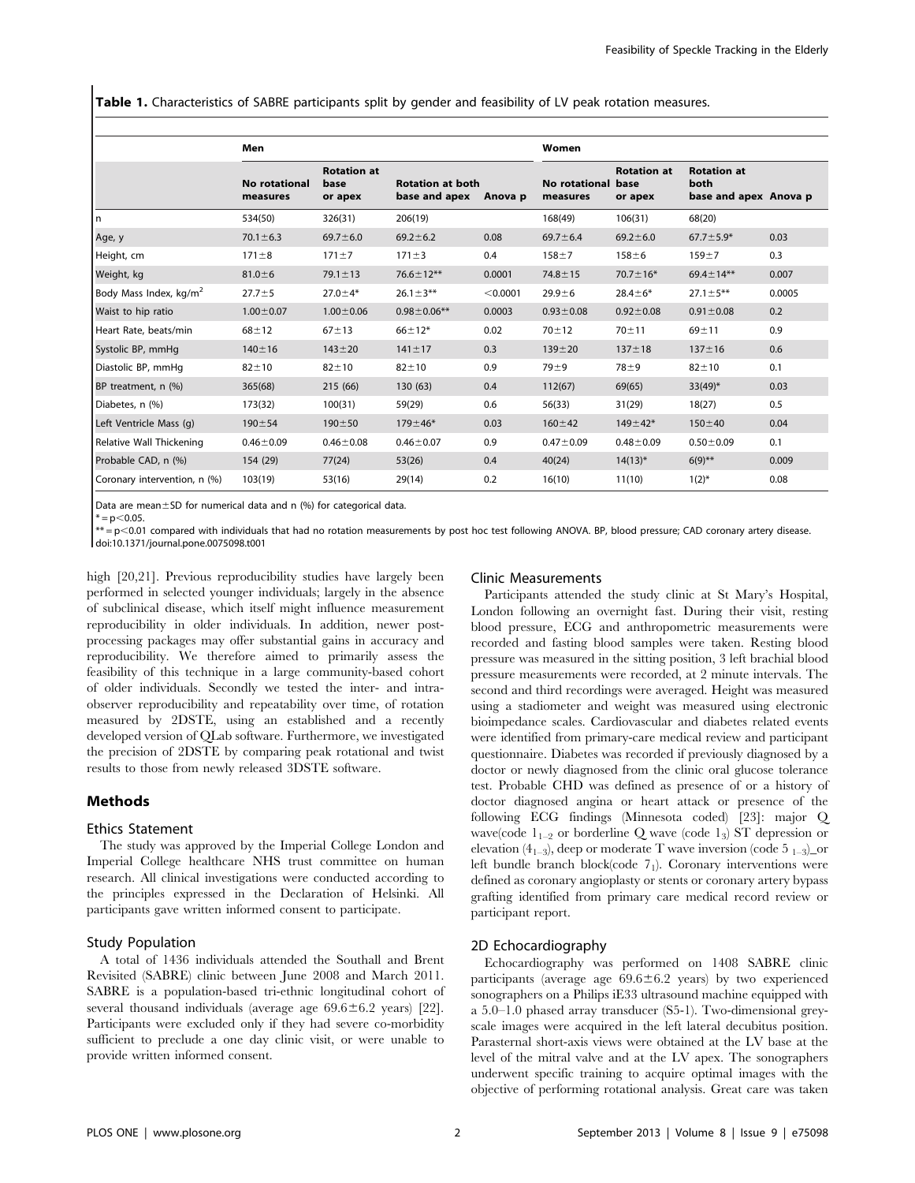**Table 1.** Characteristics of SABRE participants split by gender and feasibility of LV peak rotation measures.

| | Men | | | | Women | | | |
|---|---|---|---|---|---|---|---|---|
| | No rotational measures | Rotation at base or apex | Rotation at both base and apex | Anova p | No rotational measures | Rotation at base or apex | Rotation at both base and apex | Anova p |
| n | 534(50) | 326(31) | 206(19) | | 168(49) | 106(31) | 68(20) | |
| Age, y | 70.1±6.3 | 69.7±6.0 | 69.2±6.2 | 0.08 | 69.7±6.4 | 69.2±6.0 | 67.7±5.9* | 0.03 |
| Height, cm | 171±8 | 171±7 | 171±3 | 0.4 | 158±7 | 158±6 | 159±7 | 0.3 |
| Weight, kg | 81.0±6 | 79.1±13 | 76.6±12** | 0.0001 | 74.8±15 | 70.7±16* | 69.4±14** | 0.007 |
| Body Mass Index, kg/m$^2$ | 27.7±5 | 27.0±4* | 26.1±3** | <0.0001 | 29.9±6 | 28.4±6* | 27.1±5** | 0.0005 |
| Waist to hip ratio | 1.00±0.07 | 1.00±0.06 | 0.98±0.06** | 0.0003 | 0.93±0.08 | 0.92±0.08 | 0.91±0.08 | 0.2 |
| Heart Rate, beats/min | 68±12 | 67±13 | 66±12* | 0.02 | 70±12 | 70±11 | 69±11 | 0.9 |
| Systolic BP, mmHg | 140±16 | 143±20 | 141±17 | 0.3 | 139±20 | 137±18 | 137±16 | 0.6 |
| Diastolic BP, mmHg | 82±10 | 82±10 | 82±10 | 0.9 | 79±9 | 78±9 | 82±10 | 0.1 |
| BP treatment, n (%) | 365(68) | 215 (66) | 130 (63) | 0.4 | 112(67) | 69(65) | 33(49)* | 0.03 |
| Diabetes, n (%) | 173(32) | 100(31) | 59(29) | 0.6 | 56(33) | 31(29) | 18(27) | 0.5 |
| Left Ventricle Mass (g) | 190±54 | 190±50 | 179±46* | 0.03 | 160±42 | 149±42* | 150±40 | 0.04 |
| Relative Wall Thickening | 0.46±0.09 | 0.46±0.08 | 0.46±0.07 | 0.9 | 0.47±0.09 | 0.48±0.09 | 0.50±0.09 | 0.1 |
| Probable CAD, n (%) | 154 (29) | 77(24) | 53(26) | 0.4 | 40(24) | 14(13)* | 6(9)** | 0.009 |
| Coronary intervention, n (%) | 103(19) | 53(16) | 29(14) | 0.2 | 16(10) | 11(10) | 1(2)* | 0.08 |

Data are mean±SD for numerical data and n (%) for categorical data.
* = p<0.05.
** = p<0.01 compared with individuals that had no rotation measurements by post hoc test following ANOVA. BP, blood pressure; CAD coronary artery disease.
doi:10.1371/journal.pone.0075098.t001

high [20,21]. Previous reproducibility studies have largely been performed in selected younger individuals; largely in the absence of subclinical disease, which itself might influence measurement reproducibility in older individuals. In addition, newer post-processing packages may offer substantial gains in accuracy and reproducibility. We therefore aimed to primarily assess the feasibility of this technique in a large community-based cohort of older individuals. Secondly we tested the inter- and intra-observer reproducibility and repeatability over time, of rotation measured by 2DSTE, using an established and a recently developed version of QLab software. Furthermore, we investigated the precision of 2DSTE by comparing peak rotational and twist results to those from newly released 3DSTE software.

## Methods

### Ethics Statement

The study was approved by the Imperial College London and Imperial College healthcare NHS trust committee on human research. All clinical investigations were conducted according to the principles expressed in the Declaration of Helsinki. All participants gave written informed consent to participate.

### Study Population

A total of 1436 individuals attended the Southall and Brent Revisited (SABRE) clinic between June 2008 and March 2011. SABRE is a population-based tri-ethnic longitudinal cohort of several thousand individuals (average age 69.6±6.2 years) [22]. Participants were excluded only if they had severe co-morbidity sufficient to preclude a one day clinic visit, or were unable to provide written informed consent.

### Clinic Measurements

Participants attended the study clinic at St Mary's Hospital, London following an overnight fast. During their visit, resting blood pressure, ECG and anthropometric measurements were recorded and fasting blood samples were taken. Resting blood pressure was measured in the sitting position, 3 left brachial blood pressure measurements were recorded, at 2 minute intervals. The second and third recordings were averaged. Height was measured using a stadiometer and weight was measured using electronic bioimpedance scales. Cardiovascular and diabetes related events were identified from primary-care medical review and participant questionnaire. Diabetes was recorded if previously diagnosed by a doctor or newly diagnosed from the clinic oral glucose tolerance test. Probable CHD was defined as presence of or a history of doctor diagnosed angina or heart attack or presence of the following ECG findings (Minnesota coded) [23]: major Q wave(code $1_{1-2}$ or borderline Q wave (code $1_3$) ST depression or elevation ($4_{1-3}$), deep or moderate T wave inversion (code $5_{1-3}$)_or left bundle branch block(code $7_1$). Coronary interventions were defined as coronary angioplasty or stents or coronary artery bypass grafting identified from primary care medical record review or participant report.

### 2D Echocardiography

Echocardiography was performed on 1408 SABRE clinic participants (average age 69.6±6.2 years) by two experienced sonographers on a Philips iE33 ultrasound machine equipped with a 5.0–1.0 phased array transducer (S5-1). Two-dimensional grey-scale images were acquired in the left lateral decubitus position. Parasternal short-axis views were obtained at the LV base at the level of the mitral valve and at the LV apex. The sonographers underwent specific training to acquire optimal images with the objective of performing rotational analysis. Great care was taken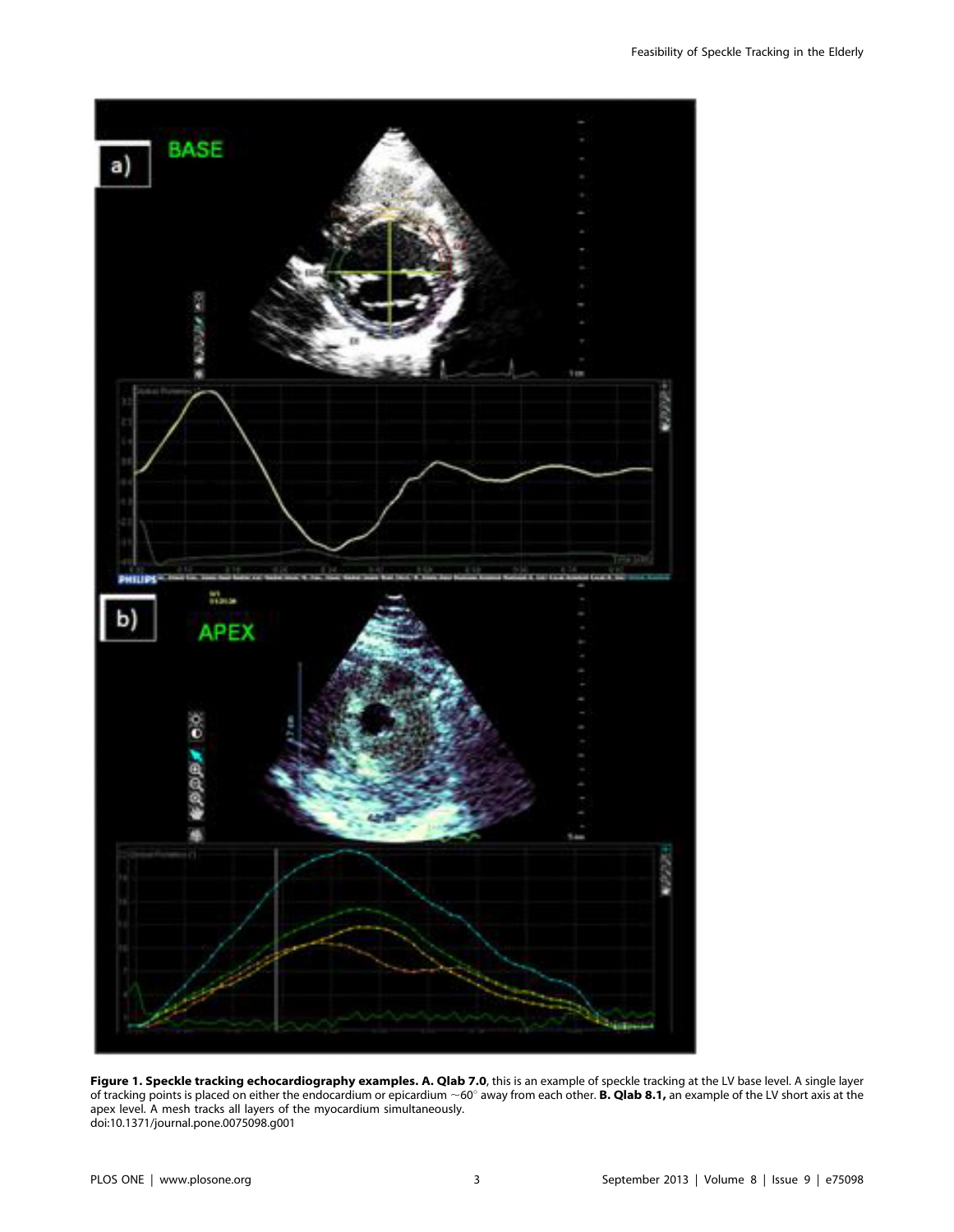**Figure 1. Speckle tracking echocardiography examples. A. Qlab 7.0**, this is an example of speckle tracking at the LV base level. A single layer of tracking points is placed on either the endocardium or epicardium ~60° away from each other. **B. Qlab 8.1,** an example of the LV short axis at the apex level. A mesh tracks all layers of the myocardium simultaneously.
doi:10.1371/journal.pone.0075098.g001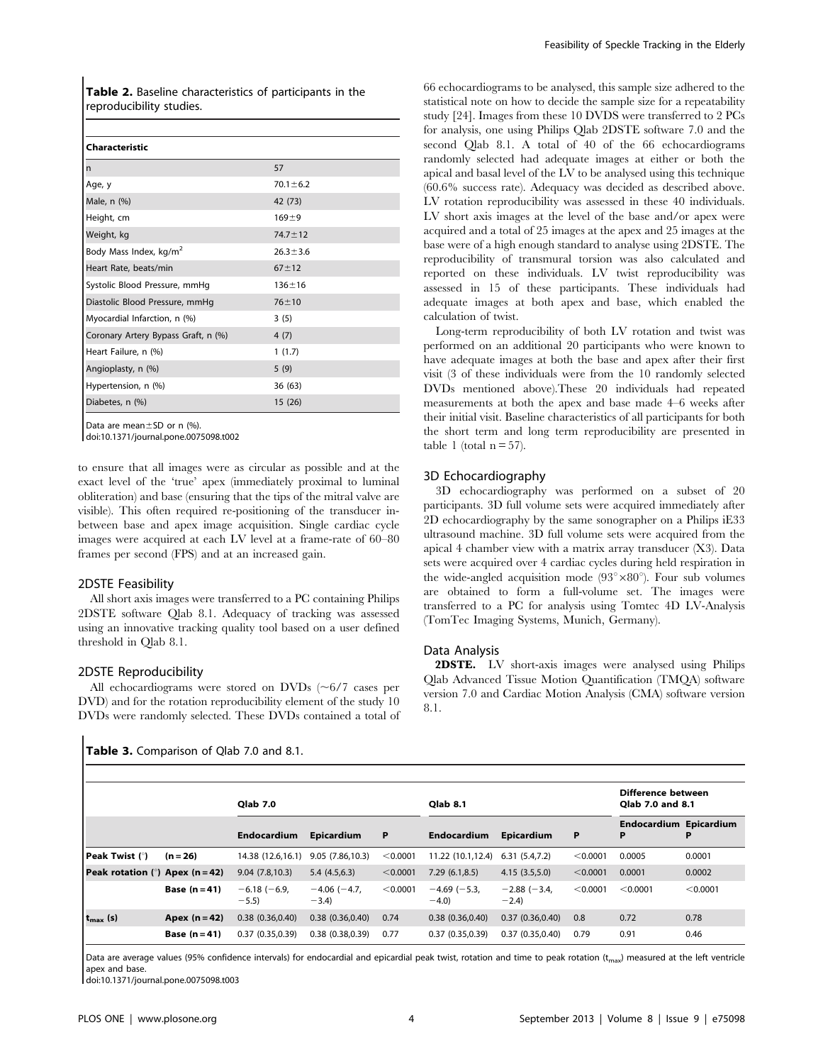**Table 2.** Baseline characteristics of participants in the reproducibility studies.

| Characteristic | |
|---|---|
| n | 57 |
| Age, y | 70.1±6.2 |
| Male, n (%) | 42 (73) |
| Height, cm | 169±9 |
| Weight, kg | 74.7±12 |
| Body Mass Index, kg/m$^2$ | 26.3±3.6 |
| Heart Rate, beats/min | 67±12 |
| Systolic Blood Pressure, mmHg | 136±16 |
| Diastolic Blood Pressure, mmHg | 76±10 |
| Myocardial Infarction, n (%) | 3 (5) |
| Coronary Artery Bypass Graft, n (%) | 4 (7) |
| Heart Failure, n (%) | 1 (1.7) |
| Angioplasty, n (%) | 5 (9) |
| Hypertension, n (%) | 36 (63) |
| Diabetes, n (%) | 15 (26) |

Data are mean±SD or n (%).
doi:10.1371/journal.pone.0075098.t002

to ensure that all images were as circular as possible and at the exact level of the 'true' apex (immediately proximal to luminal obliteration) and base (ensuring that the tips of the mitral valve are visible). This often required re-positioning of the transducer in-between base and apex image acquisition. Single cardiac cycle images were acquired at each LV level at a frame-rate of 60–80 frames per second (FPS) and at an increased gain.

### 2DSTE Feasibility

All short axis images were transferred to a PC containing Philips 2DSTE software Qlab 8.1. Adequacy of tracking was assessed using an innovative tracking quality tool based on a user defined threshold in Qlab 8.1.

### 2DSTE Reproducibility

All echocardiograms were stored on DVDs (~6/7 cases per DVD) and for the rotation reproducibility element of the study 10 DVDs were randomly selected. These DVDs contained a total of 66 echocardiograms to be analysed, this sample size adhered to the statistical note on how to decide the sample size for a repeatability study [24]. Images from these 10 DVDS were transferred to 2 PCs for analysis, one using Philips Qlab 2DSTE software 7.0 and the second Qlab 8.1. A total of 40 of the 66 echocardiograms randomly selected had adequate images at either or both the apical and basal level of the LV to be analysed using this technique (60.6% success rate). Adequacy was decided as described above. LV rotation reproducibility was assessed in these 40 individuals. LV short axis images at the level of the base and/or apex were acquired and a total of 25 images at the apex and 25 images at the base were of a high enough standard to analyse using 2DSTE. The reproducibility of transmural torsion was also calculated and reported on these individuals. LV twist reproducibility was assessed in 15 of these participants. These individuals had adequate images at both apex and base, which enabled the calculation of twist.

Long-term reproducibility of both LV rotation and twist was performed on an additional 20 participants who were known to have adequate images at both the base and apex after their first visit (3 of these individuals were from the 10 randomly selected DVDs mentioned above).These 20 individuals had repeated measurements at both the apex and base made 4–6 weeks after their initial visit. Baseline characteristics of all participants for both the short term and long term reproducibility are presented in table 1 (total n = 57).

### 3D Echocardiography

3D echocardiography was performed on a subset of 20 participants. 3D full volume sets were acquired immediately after 2D echocardiography by the same sonographer on a Philips iE33 ultrasound machine. 3D full volume sets were acquired from the apical 4 chamber view with a matrix array transducer (X3). Data sets were acquired over 4 cardiac cycles during held respiration in the wide-angled acquisition mode (93°×80°). Four sub volumes are obtained to form a full-volume set. The images were transferred to a PC for analysis using Tomtec 4D LV-Analysis (TomTec Imaging Systems, Munich, Germany).

### Data Analysis

**2DSTE.** LV short-axis images were analysed using Philips Qlab Advanced Tissue Motion Quantification (TMQA) software version 7.0 and Cardiac Motion Analysis (CMA) software version 8.1.

**Table 3.** Comparison of Qlab 7.0 and 8.1.

| | | Qlab 7.0 | | | Qlab 8.1 | | | Difference between Qlab 7.0 and 8.1 | |
|---|---|---|---|---|---|---|---|---|---|
| | | Endocardium | Epicardium | P | Endocardium | Epicardium | P | Endocardium P | Epicardium P |
| **Peak Twist (°)** | (n = 26) | 14.38 (12.6,16.1) | 9.05 (7.86,10.3) | <0.0001 | 11.22 (10.1,12.4) | 6.31 (5.4,7.2) | <0.0001 | 0.0005 | 0.0001 |
| **Peak rotation (°)** | Apex (n = 42) | 9.04 (7.8,10.3) | 5.4 (4.5,6.3) | <0.0001 | 7.29 (6.1,8.5) | 4.15 (3.5,5.0) | <0.0001 | 0.0001 | 0.0002 |
| | Base (n = 41) | −6.18 (−6.9, −5.5) | −4.06 (−4.7, −3.4) | <0.0001 | −4.69 (−5.3, −4.0) | −2.88 (−3.4, −2.4) | <0.0001 | <0.0001 | <0.0001 |
| **$t_{max}$ (s)** | Apex (n = 42) | 0.38 (0.36,0.40) | 0.38 (0.36,0.40) | 0.74 | 0.38 (0.36,0.40) | 0.37 (0.36,0.40) | 0.8 | 0.72 | 0.78 |
| | Base (n = 41) | 0.37 (0.35,0.39) | 0.38 (0.38,0.39) | 0.77 | 0.37 (0.35,0.39) | 0.37 (0.35,0.40) | 0.79 | 0.91 | 0.46 |

Data are average values (95% confidence intervals) for endocardial and epicardial peak twist, rotation and time to peak rotation ($t_{max}$) measured at the left ventricle apex and base.
doi:10.1371/journal.pone.0075098.t003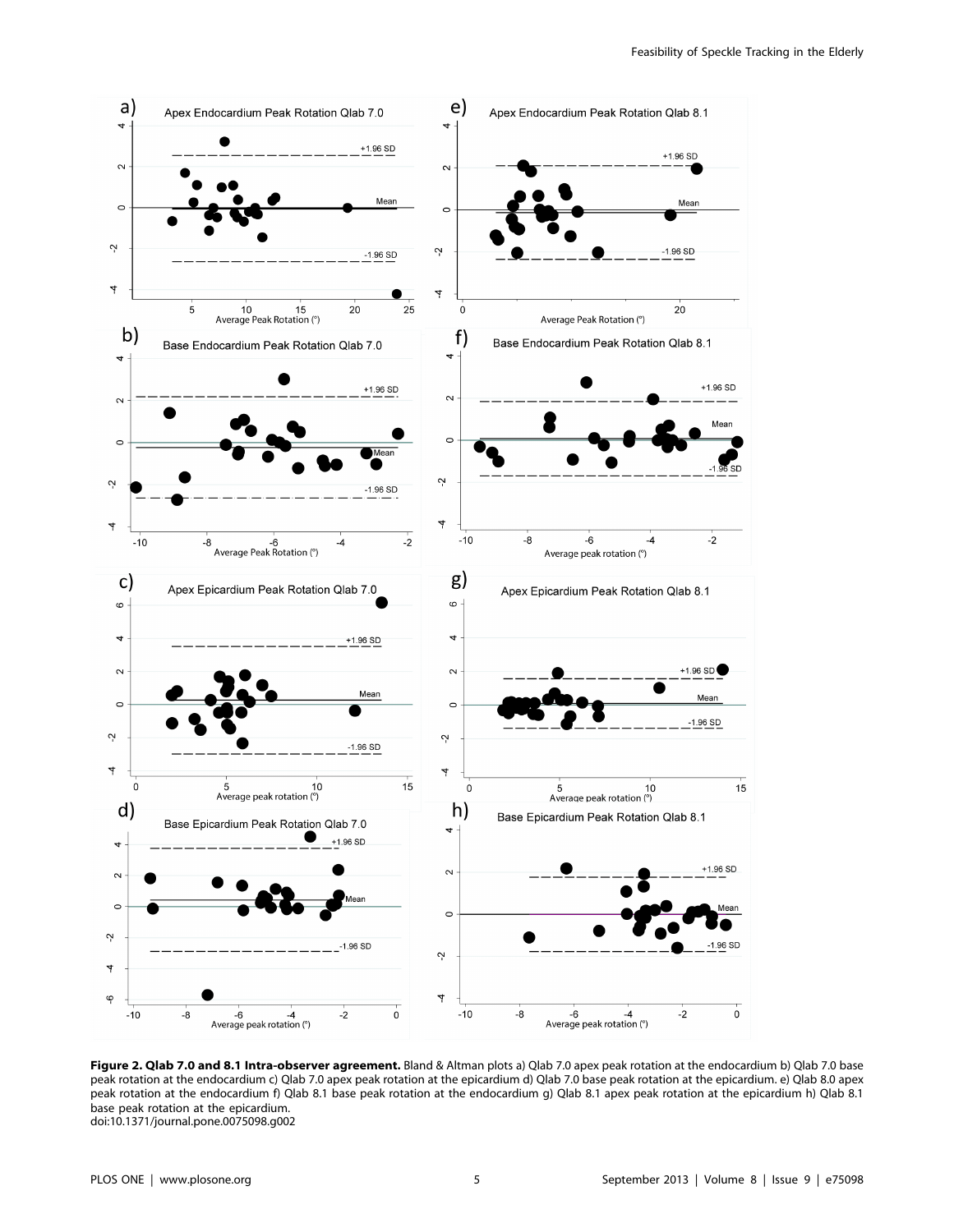**Figure 2. Qlab 7.0 and 8.1 Intra-observer agreement.** Bland & Altman plots a) Qlab 7.0 apex peak rotation at the endocardium b) Qlab 7.0 base peak rotation at the endocardium c) Qlab 7.0 apex peak rotation at the epicardium d) Qlab 7.0 base peak rotation at the epicardium. e) Qlab 8.0 apex peak rotation at the endocardium f) Qlab 8.1 base peak rotation at the endocardium g) Qlab 8.1 apex peak rotation at the epicardium h) Qlab 8.1 base peak rotation at the epicardium.
doi:10.1371/journal.pone.0075098.g002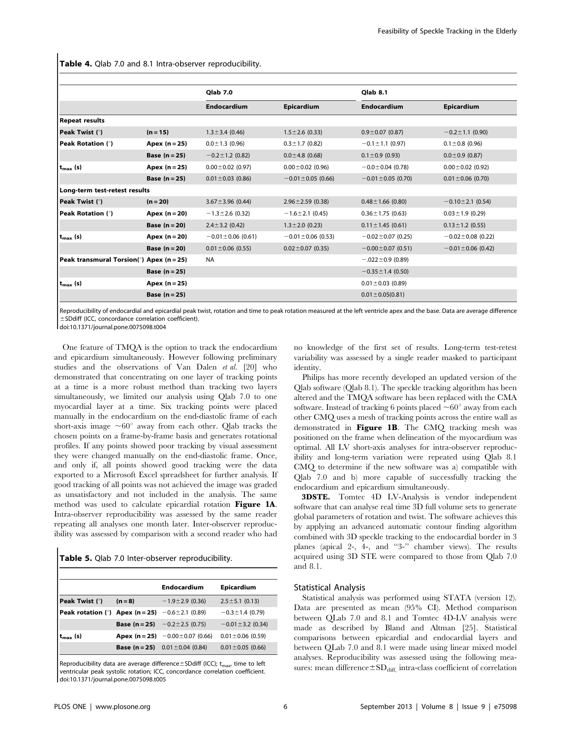**Table 4.** Qlab 7.0 and 8.1 Intra-observer reproducibility.

| | | Qlab 7.0 | | Qlab 8.1 | |
|---|---|---|---|---|---|
| | | **Endocardium** | **Epicardium** | **Endocardium** | **Epicardium** |
| **Repeat results** | | | | | |
| **Peak Twist (°)** | **(n = 15)** | 1.3±3.4 (0.46) | 1.5±2.6 (0.33) | 0.9±0.07 (0.87) | −0.2±1.1 (0.90) |
| **Peak Rotation (°)** | **Apex (n = 25)** | 0.0±1.3 (0.96) | 0.3±1.7 (0.82) | −0.1±1.1 (0.97) | 0.1±0.8 (0.96) |
| | **Base (n = 25)** | −0.2±1.2 (0.82) | 0.0±4.8 (0.68) | 0.1±0.9 (0.93) | 0.0±0.9 (0.87) |
| **$t_{max}$ (s)** | **Apex (n = 25)** | 0.00±0.02 (0.97) | 0.00±0.02 (0.96) | −0.0±0.04 (0.78) | 0.00±0.02 (0.92) |
| | **Base (n = 25)** | 0.01±0.03 (0.86) | −0.01±0.05 (0.66) | −0.01±0.05 (0.70) | 0.01±0.06 (0.70) |
| **Long-term test-retest results** | | | | | |
| **Peak Twist (°)** | **(n = 20)** | 3.67±3.96 (0.44) | 2.96±2.59 (0.38) | 0.48±1.66 (0.80) | −0.10±2.1 (0.54) |
| **Peak Rotation (°)** | **Apex (n = 20)** | −1.3±2.6 (0.32) | −1.6±2.1 (0.45) | 0.36±1.75 (0.63) | 0.03±1.9 (0.29) |
| | **Base (n = 20)** | 2.4±3.2 (0.42) | 1.3±2.0 (0.23) | 0.11±1.45 (0.61) | 0.13±1.2 (0.55) |
| **$t_{max}$ (s)** | **Apex (n = 20)** | −0.01±0.06 (0.61) | −0.01±0.06 (0.53) | −0.02±0.07 (0.25) | −0.02±0.08 (0.22) |
| | **Base (n = 20)** | 0.01±0.06 (0.55) | 0.02±0.07 (0.35) | −0.00±0.07 (0.51) | −0.01±0.06 (0.42) |
| **Peak transmural Torsion(°)** | **Apex (n = 25)** | NA | | −.022±0.9 (0.89) | |
| | **Base (n = 25)** | | | −0.35±1.4 (0.50) | |
| **$t_{max}$ (s)** | **Apex (n = 25)** | | | 0.01±0.03 (0.89) | |
| | **Base (n = 25)** | | | 0.01±0.05(0.81) | |

Reproducibility of endocardial and epicardial peak twist, rotation and time to peak rotation measured at the left ventricle apex and the base. Data are average difference ±SDdiff (ICC, concordance correlation coefficient).
doi:10.1371/journal.pone.0075098.t004

One feature of TMQA is the option to track the endocardium and epicardium simultaneously. However following preliminary studies and the observations of Van Dalen *et al.* [20] who demonstrated that concentrating on one layer of tracking points at a time is a more robust method than tracking two layers simultaneously, we limited our analysis using Qlab 7.0 to one myocardial layer at a time. Six tracking points were placed manually in the endocardium on the end-diastolic frame of each short-axis image ~60° away from each other. Qlab tracks the chosen points on a frame-by-frame basis and generates rotational profiles. If any points showed poor tracking by visual assessment they were changed manually on the end-diastolic frame. Once, and only if, all points showed good tracking were the data exported to a Microsoft Excel spreadsheet for further analysis. If good tracking of all points was not achieved the image was graded as unsatisfactory and not included in the analysis. The same method was used to calculate epicardial rotation **Figure 1A**. Intra-observer reproducibility was assessed by the same reader repeating all analyses one month later. Inter-observer reproducibility was assessed by comparison with a second reader who had no knowledge of the first set of results. Long-term test-retest variability was assessed by a single reader masked to participant identity.

**Table 5.** Qlab 7.0 Inter-observer reproducibility.

| | | Endocardium | Epicardium |
|---|---|---|---|
| **Peak Twist (°)** | **(n = 8)** | −1.9±2.9 (0.36) | 2.5±5.1 (0.13) |
| **Peak rotation (°)** | **Apex (n = 25)** | −0.6±2.1 (0.89) | −0.3±1.4 (0.79) |
| | **Base (n = 25)** | −0.2±2.5 (0.75) | −0.01±3.2 (0.34) |
| **$t_{max}$ (s)** | **Apex (n = 25)** | −0.00±0.07 (0.66) | 0.01±0.06 (0.59) |
| | **Base (n = 25)** | 0.01±0.04 (0.84) | 0.01±0.05 (0.66) |

Reproducibility data are average difference±SDdiff (ICC; $t_{max}$, time to left ventricular peak systolic rotation; ICC, concordance correlation coefficient.
doi:10.1371/journal.pone.0075098.t005

Philips has more recently developed an updated version of the Qlab software (Qlab 8.1). The speckle tracking algorithm has been altered and the TMQA software has been replaced with the CMA software. Instead of tracking 6 points placed ~60° away from each other CMQ uses a mesh of tracking points across the entire wall as demonstrated in **Figure 1B**. The CMQ tracking mesh was positioned on the frame when delineation of the myocardium was optimal. All LV short-axis analyses for intra-observer reproducibility and long-term variation were repeated using Qlab 8.1 CMQ to determine if the new software was a) compatible with Qlab 7.0 and b) more capable of successfully tracking the endocardium and epicardium simultaneously.

**3DSTE.** Tomtec 4D LV-Analysis is vendor independent software that can analyse real time 3D full volume sets to generate global parameters of rotation and twist. The software achieves this by applying an advanced automatic contour finding algorithm combined with 3D speckle tracking to the endocardial border in 3 planes (apical 2-, 4-, and "3-" chamber views). The results acquired using 3D STE were compared to those from Qlab 7.0 and 8.1.

## Statistical Analysis

Statistical analysis was performed using STATA (version 12). Data are presented as mean (95% CI). Method comparison between QLab 7.0 and 8.1 and Tomtec 4D-LV analysis were made as described by Bland and Altman [25]. Statistical comparisons between epicardial and endocardial layers and between QLab 7.0 and 8.1 were made using linear mixed model analyses. Reproducibility was assessed using the following measures: mean difference$\pm SD_{diff,}$ intra-class coefficient of correlation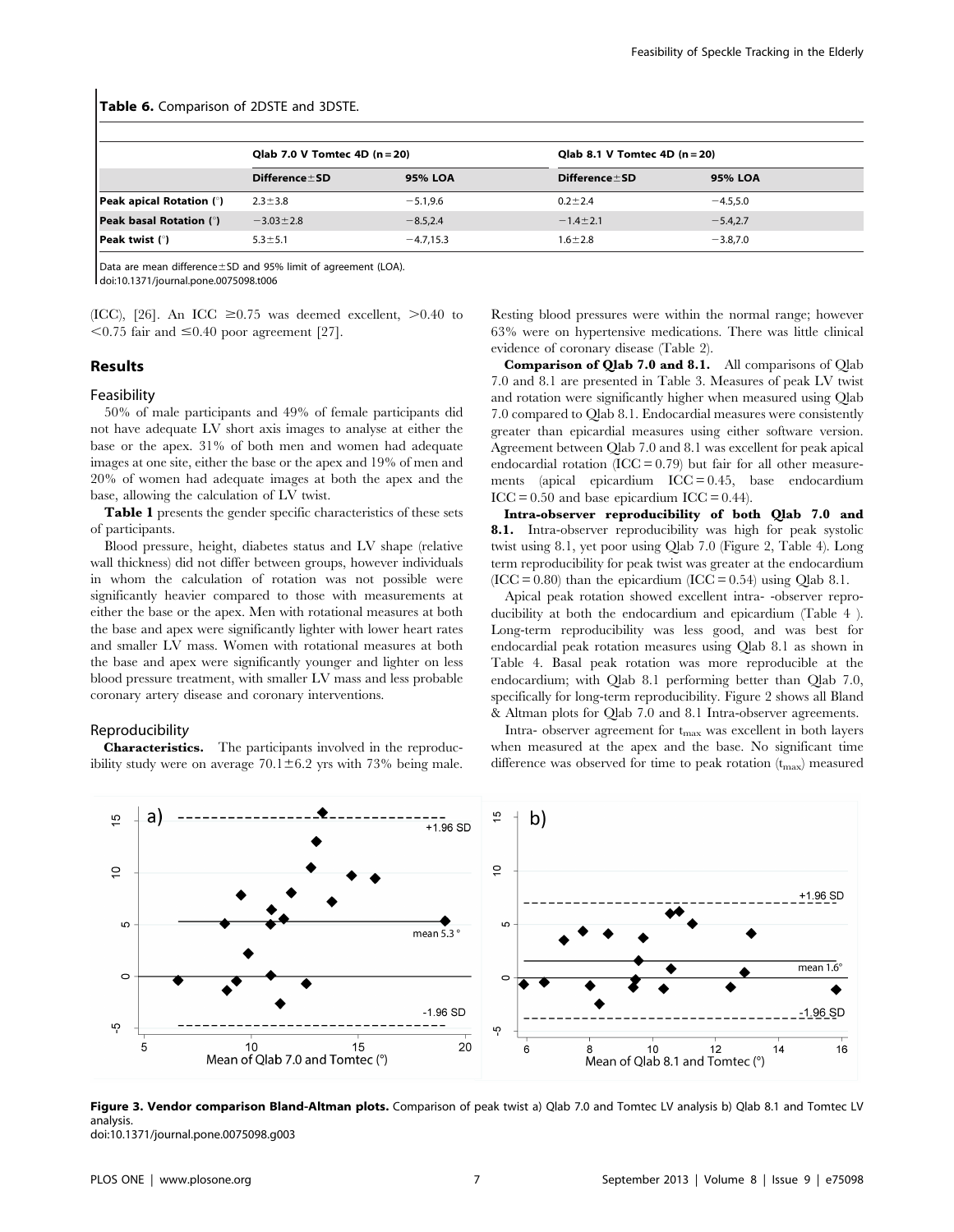**Table 6.** Comparison of 2DSTE and 3DSTE.

| | Qlab 7.0 V Tomtec 4D (n = 20) | | Qlab 8.1 V Tomtec 4D (n = 20) | |
|---|---|---|---|---|
| | Difference±SD | 95% LOA | Difference±SD | 95% LOA |
| **Peak apical Rotation (°)** | 2.3±3.8 | −5.1,9.6 | 0.2±2.4 | −4.5,5.0 |
| **Peak basal Rotation (°)** | −3.03±2.8 | −8.5,2.4 | −1.4±2.1 | −5.4,2.7 |
| **Peak twist (°)** | 5.3±5.1 | −4.7,15.3 | 1.6±2.8 | −3.8,7.0 |

Data are mean difference±SD and 95% limit of agreement (LOA).
doi:10.1371/journal.pone.0075098.t006

(ICC), [26]. An ICC ≥0.75 was deemed excellent, >0.40 to <0.75 fair and ≤0.40 poor agreement [27].

## Results

### Feasibility

50% of male participants and 49% of female participants did not have adequate LV short axis images to analyse at either the base or the apex. 31% of both men and women had adequate images at one site, either the base or the apex and 19% of men and 20% of women had adequate images at both the apex and the base, allowing the calculation of LV twist.

**Table 1** presents the gender specific characteristics of these sets of participants.

Blood pressure, height, diabetes status and LV shape (relative wall thickness) did not differ between groups, however individuals in whom the calculation of rotation was not possible were significantly heavier compared to those with measurements at either the base or the apex. Men with rotational measures at both the base and apex were significantly lighter with lower heart rates and smaller LV mass. Women with rotational measures at both the base and apex were significantly younger and lighter on less blood pressure treatment, with smaller LV mass and less probable coronary artery disease and coronary interventions.

### Reproducibility

**Characteristics.** The participants involved in the reproducibility study were on average 70.1±6.2 yrs with 73% being male. Resting blood pressures were within the normal range; however 63% were on hypertensive medications. There was little clinical evidence of coronary disease (Table 2).

**Comparison of Qlab 7.0 and 8.1.** All comparisons of Qlab 7.0 and 8.1 are presented in Table 3. Measures of peak LV twist and rotation were significantly higher when measured using Qlab 7.0 compared to Qlab 8.1. Endocardial measures were consistently greater than epicardial measures using either software version. Agreement between Qlab 7.0 and 8.1 was excellent for peak apical endocardial rotation (ICC = 0.79) but fair for all other measurements (apical epicardium ICC = 0.45, base endocardium ICC = 0.50 and base epicardium ICC = 0.44).

**Intra-observer reproducibility of both Qlab 7.0 and 8.1.** Intra-observer reproducibility was high for peak systolic twist using 8.1, yet poor using Qlab 7.0 (Figure 2, Table 4). Long term reproducibility for peak twist was greater at the endocardium (ICC = 0.80) than the epicardium (ICC = 0.54) using Qlab 8.1.

Apical peak rotation showed excellent intra- -observer reproducibility at both the endocardium and epicardium (Table 4 ). Long-term reproducibility was less good, and was best for endocardial peak rotation measures using Qlab 8.1 as shown in Table 4. Basal peak rotation was more reproducible at the endocardium; with Qlab 8.1 performing better than Qlab 7.0, specifically for long-term reproducibility. Figure 2 shows all Bland & Altman plots for Qlab 7.0 and 8.1 Intra-observer agreements.

Intra- observer agreement for $t_{max}$ was excellent in both layers when measured at the apex and the base. No significant time difference was observed for time to peak rotation ($t_{max}$) measured

**Figure 3. Vendor comparison Bland-Altman plots.** Comparison of peak twist a) Qlab 7.0 and Tomtec LV analysis b) Qlab 8.1 and Tomtec LV analysis.
doi:10.1371/journal.pone.0075098.g003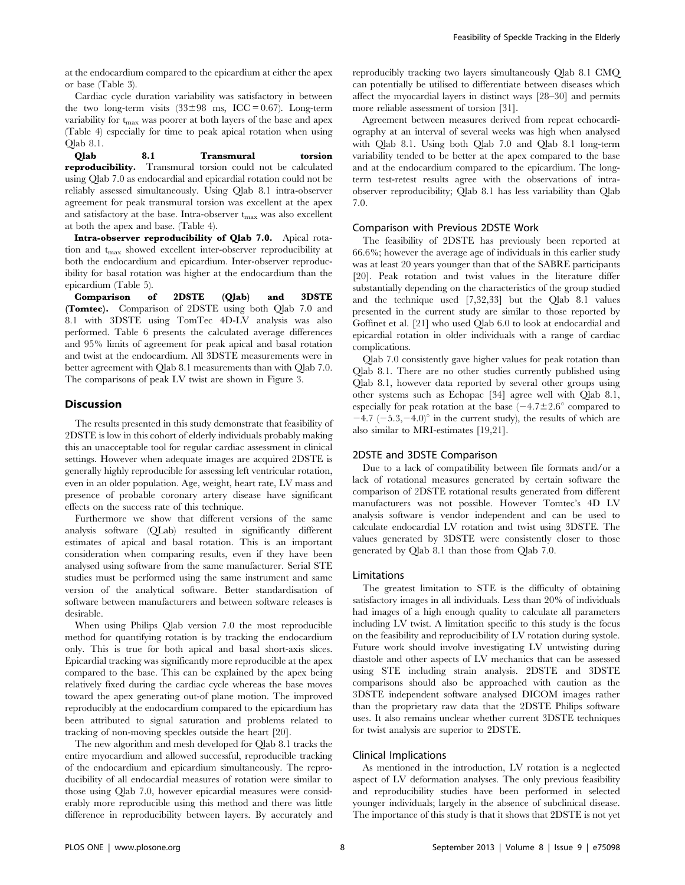at the endocardium compared to the epicardium at either the apex or base (Table 3).

Cardiac cycle duration variability was satisfactory in between the two long-term visits (33±98 ms, ICC = 0.67). Long-term variability for $t_{max}$ was poorer at both layers of the base and apex (Table 4) especially for time to peak apical rotation when using Qlab 8.1.

**Qlab 8.1 Transmural torsion reproducibility.** Transmural torsion could not be calculated using Qlab 7.0 as endocardial and epicardial rotation could not be reliably assessed simultaneously. Using Qlab 8.1 intra-observer agreement for peak transmural torsion was excellent at the apex and satisfactory at the base. Intra-observer $t_{max}$ was also excellent at both the apex and base. (Table 4).

**Intra-observer reproducibility of Qlab 7.0.** Apical rotation and $t_{max}$ showed excellent inter-observer reproducibility at both the endocardium and epicardium. Inter-observer reproducibility for basal rotation was higher at the endocardium than the epicardium (Table 5).

**Comparison of 2DSTE (Qlab) and 3DSTE (Tomtec).** Comparison of 2DSTE using both Qlab 7.0 and 8.1 with 3DSTE using TomTec 4D-LV analysis was also performed. Table 6 presents the calculated average differences and 95% limits of agreement for peak apical and basal rotation and twist at the endocardium. All 3DSTE measurements were in better agreement with Qlab 8.1 measurements than with Qlab 7.0. The comparisons of peak LV twist are shown in Figure 3.

## Discussion

The results presented in this study demonstrate that feasibility of 2DSTE is low in this cohort of elderly individuals probably making this an unacceptable tool for regular cardiac assessment in clinical settings. However when adequate images are acquired 2DSTE is generally highly reproducible for assessing left ventricular rotation, even in an older population. Age, weight, heart rate, LV mass and presence of probable coronary artery disease have significant effects on the success rate of this technique.

Furthermore we show that different versions of the same analysis software (QLab) resulted in significantly different estimates of apical and basal rotation. This is an important consideration when comparing results, even if they have been analysed using software from the same manufacturer. Serial STE studies must be performed using the same instrument and same version of the analytical software. Better standardisation of software between manufacturers and between software releases is desirable.

When using Philips Qlab version 7.0 the most reproducible method for quantifying rotation is by tracking the endocardium only. This is true for both apical and basal short-axis slices. Epicardial tracking was significantly more reproducible at the apex compared to the base. This can be explained by the apex being relatively fixed during the cardiac cycle whereas the base moves toward the apex generating out-of plane motion. The improved reproducibly at the endocardium compared to the epicardium has been attributed to signal saturation and problems related to tracking of non-moving speckles outside the heart [20].

The new algorithm and mesh developed for Qlab 8.1 tracks the entire myocardium and allowed successful, reproducible tracking of the endocardium and epicardium simultaneously. The reproducibility of all endocardial measures of rotation were similar to those using Qlab 7.0, however epicardial measures were considerably more reproducible using this method and there was little difference in reproducibility between layers. By accurately and reproducibly tracking two layers simultaneously Qlab 8.1 CMQ can potentially be utilised to differentiate between diseases which affect the myocardial layers in distinct ways [28–30] and permits more reliable assessment of torsion [31].

Agreement between measures derived from repeat echocardiography at an interval of several weeks was high when analysed with Qlab 8.1. Using both Qlab 7.0 and Qlab 8.1 long-term variability tended to be better at the apex compared to the base and at the endocardium compared to the epicardium. The long-term test-retest results agree with the observations of intra-observer reproducibility; Qlab 8.1 has less variability than Qlab 7.0.

### Comparison with Previous 2DSTE Work

The feasibility of 2DSTE has previously been reported at 66.6%; however the average age of individuals in this earlier study was at least 20 years younger than that of the SABRE participants [20]. Peak rotation and twist values in the literature differ substantially depending on the characteristics of the group studied and the technique used [7,32,33] but the Qlab 8.1 values presented in the current study are similar to those reported by Goffinet et al. [21] who used Qlab 6.0 to look at endocardial and epicardial rotation in older individuals with a range of cardiac complications.

Qlab 7.0 consistently gave higher values for peak rotation than Qlab 8.1. There are no other studies currently published using Qlab 8.1, however data reported by several other groups using other systems such as Echopac [34] agree well with Qlab 8.1, especially for peak rotation at the base ($-4.7\pm2.6^{\circ}$ compared to $-4.7$ $(-5.3,-4.0)^{\circ}$ in the current study), the results of which are also similar to MRI-estimates [19,21].

### 2DSTE and 3DSTE Comparison

Due to a lack of compatibility between file formats and/or a lack of rotational measures generated by certain software the comparison of 2DSTE rotational results generated from different manufacturers was not possible. However Tomtec's 4D LV analysis software is vendor independent and can be used to calculate endocardial LV rotation and twist using 3DSTE. The values generated by 3DSTE were consistently closer to those generated by Qlab 8.1 than those from Qlab 7.0.

### Limitations

The greatest limitation to STE is the difficulty of obtaining satisfactory images in all individuals. Less than 20% of individuals had images of a high enough quality to calculate all parameters including LV twist. A limitation specific to this study is the focus on the feasibility and reproducibility of LV rotation during systole. Future work should involve investigating LV untwisting during diastole and other aspects of LV mechanics that can be assessed using STE including strain analysis. 2DSTE and 3DSTE comparisons should also be approached with caution as the 3DSTE independent software analysed DICOM images rather than the proprietary raw data that the 2DSTE Philips software uses. It also remains unclear whether current 3DSTE techniques for twist analysis are superior to 2DSTE.

### Clinical Implications

As mentioned in the introduction, LV rotation is a neglected aspect of LV deformation analyses. The only previous feasibility and reproducibility studies have been performed in selected younger individuals; largely in the absence of subclinical disease. The importance of this study is that it shows that 2DSTE is not yet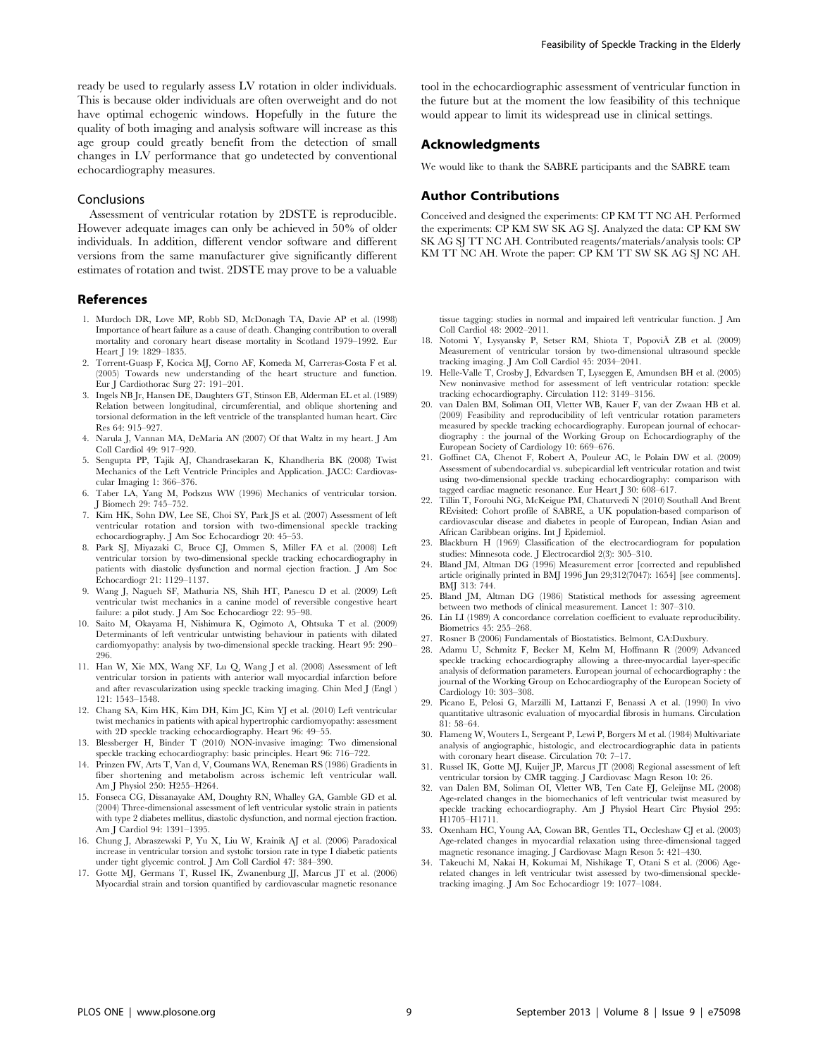ready be used to regularly assess LV rotation in older individuals. This is because older individuals are often overweight and do not have optimal echogenic windows. Hopefully in the future the quality of both imaging and analysis software will increase as this age group could greatly benefit from the detection of small changes in LV performance that go undetected by conventional echocardiography measures.

## Conclusions

Assessment of ventricular rotation by 2DSTE is reproducible. However adequate images can only be achieved in 50% of older individuals. In addition, different vendor software and different versions from the same manufacturer give significantly different estimates of rotation and twist. 2DSTE may prove to be a valuable tool in the echocardiographic assessment of ventricular function in the future but at the moment the low feasibility of this technique would appear to limit its widespread use in clinical settings.

## Acknowledgments

We would like to thank the SABRE participants and the SABRE team

## Author Contributions

Conceived and designed the experiments: CP KM TT NC AH. Performed the experiments: CP KM SW SK AG SJ. Analyzed the data: CP KM SW SK AG SJ TT NC AH. Contributed reagents/materials/analysis tools: CP KM TT NC AH. Wrote the paper: CP KM TT SW SK AG SJ NC AH.

## References

1. Murdoch DR, Love MP, Robb SD, McDonagh TA, Davie AP et al. (1998) Importance of heart failure as a cause of death. Changing contribution to overall mortality and coronary heart disease mortality in Scotland 1979–1992. Eur Heart J 19: 1829–1835.
2. Torrent-Guasp F, Kocica MJ, Corno AF, Komeda M, Carreras-Costa F et al. (2005) Towards new understanding of the heart structure and function. Eur J Cardiothorac Surg 27: 191–201.
3. Ingels NB Jr, Hansen DE, Daughters GT, Stinson EB, Alderman EL et al. (1989) Relation between longitudinal, circumferential, and oblique shortening and torsional deformation in the left ventricle of the transplanted human heart. Circ Res 64: 915–927.
4. Narula J, Vannan MA, DeMaria AN (2007) Of that Waltz in my heart. J Am Coll Cardiol 49: 917–920.
5. Sengupta PP, Tajik AJ, Chandrasekaran K, Khandheria BK (2008) Twist Mechanics of the Left Ventricle Principles and Application. JACC: Cardiovascular Imaging 1: 366–376.
6. Taber LA, Yang M, Podszus WW (1996) Mechanics of ventricular torsion. J Biomech 29: 745–752.
7. Kim HK, Sohn DW, Lee SE, Choi SY, Park JS et al. (2007) Assessment of left ventricular rotation and torsion with two-dimensional speckle tracking echocardiography. J Am Soc Echocardiogr 20: 45–53.
8. Park SJ, Miyazaki C, Bruce CJ, Ommen S, Miller FA et al. (2008) Left ventricular torsion by two-dimensional speckle tracking echocardiography in patients with diastolic dysfunction and normal ejection fraction. J Am Soc Echocardiogr 21: 1129–1137.
9. Wang J, Nagueh SF, Mathuria NS, Shih HT, Panescu D et al. (2009) Left ventricular twist mechanics in a canine model of reversible congestive heart failure: a pilot study. J Am Soc Echocardiogr 22: 95–98.
10. Saito M, Okayama H, Nishimura K, Ogimoto A, Ohtsuka T et al. (2009) Determinants of left ventricular untwisting behaviour in patients with dilated cardiomyopathy: analysis by two-dimensional speckle tracking. Heart 95: 290–296.
11. Han W, Xie MX, Wang XF, Lu Q, Wang J et al. (2008) Assessment of left ventricular torsion in patients with anterior wall myocardial infarction before and after revascularization using speckle tracking imaging. Chin Med J (Engl ) 121: 1543–1548.
12. Chang SA, Kim HK, Kim DH, Kim JC, Kim YJ et al. (2010) Left ventricular twist mechanics in patients with apical hypertrophic cardiomyopathy: assessment with 2D speckle tracking echocardiography. Heart 96: 49–55.
13. Blessberger H, Binder T (2010) NON-invasive imaging: Two dimensional speckle tracking echocardiography: basic principles. Heart 96: 716–722.
14. Prinzen FW, Arts T, Van d, V, Coumans WA, Reneman RS (1986) Gradients in fiber shortening and metabolism across ischemic left ventricular wall. Am J Physiol 250: H255–H264.
15. Fonseca CG, Dissanayake AM, Doughty RN, Whalley GA, Gamble GD et al. (2004) Three-dimensional assessment of left ventricular systolic strain in patients with type 2 diabetes mellitus, diastolic dysfunction, and normal ejection fraction. Am J Cardiol 94: 1391–1395.
16. Chung J, Abraszewski P, Yu X, Liu W, Krainik AJ et al. (2006) Paradoxical increase in ventricular torsion and systolic torsion rate in type I diabetic patients under tight glycemic control. J Am Coll Cardiol 47: 384–390.
17. Gotte MJ, Germans T, Russel IK, Zwanenburg JJ, Marcus JT et al. (2006) Myocardial strain and torsion quantified by cardiovascular magnetic resonance tissue tagging: studies in normal and impaired left ventricular function. J Am Coll Cardiol 48: 2002–2011.
18. Notomi Y, Lysyansky P, Setser RM, Shiota T, PopoviÄ ZB et al. (2009) Measurement of ventricular torsion by two-dimensional ultrasound speckle tracking imaging. J Am Coll Cardiol 45: 2034–2041.
19. Helle-Valle T, Crosby J, Edvardsen T, Lyseggen E, Amundsen BH et al. (2005) New noninvasive method for assessment of left ventricular rotation: speckle tracking echocardiography. Circulation 112: 3149–3156.
20. van Dalen BM, Soliman OII, Vletter WB, Kauer F, van der Zwaan HB et al. (2009) Feasibility and reproducibility of left ventricular rotation parameters measured by speckle tracking echocardiography. European journal of echocardiography : the journal of the Working Group on Echocardiography of the European Society of Cardiology 10: 669–676.
21. Goffinet CA, Chenot F, Robert A, Pouleur AC, le Polain DW et al. (2009) Assessment of subendocardial vs. subepicardial left ventricular rotation and twist using two-dimensional speckle tracking echocardiography: comparison with tagged cardiac magnetic resonance. Eur Heart J 30: 608–617.
22. Tillin T, Forouhi NG, McKeigue PM, Chaturvedi N (2010) Southall And Brent REvisited: Cohort profile of SABRE, a UK population-based comparison of cardiovascular disease and diabetes in people of European, Indian Asian and African Caribbean origins. Int J Epidemiol.
23. Blackburn H (1969) Classification of the electrocardiogram for population studies: Minnesota code. J Electrocardiol 2(3): 305–310.
24. Bland JM, Altman DG (1996) Measurement error [corrected and republished article originally printed in BMJ 1996 Jun 29;312(7047): 1654] [see comments]. BMJ 313: 744.
25. Bland JM, Altman DG (1986) Statistical methods for assessing agreement between two methods of clinical measurement. Lancet 1: 307–310.
26. Lin LI (1989) A concordance correlation coefficient to evaluate reproducibility. Biometrics 45: 255–268.
27. Rosner B (2006) Fundamentals of Biostatistics. Belmont, CA:Duxbury.
28. Adamu U, Schmitz F, Becker M, Kelm M, Hoffmann R (2009) Advanced speckle tracking echocardiography allowing a three-myocardial layer-specific analysis of deformation parameters. European journal of echocardiography : the journal of the Working Group on Echocardiography of the European Society of Cardiology 10: 303–308.
29. Picano E, Pelosi G, Marzilli M, Lattanzi F, Benassi A et al. (1990) In vivo quantitative ultrasonic evaluation of myocardial fibrosis in humans. Circulation 81: 58–64.
30. Flameng W, Wouters L, Sergeant P, Lewi P, Borgers M et al. (1984) Multivariate analysis of angiographic, histologic, and electrocardiographic data in patients with coronary heart disease. Circulation 70: 7–17.
31. Russel IK, Gotte MJ, Kuijer JP, Marcus JT (2008) Regional assessment of left ventricular torsion by CMR tagging. J Cardiovasc Magn Reson 10: 26.
32. van Dalen BM, Soliman OI, Vletter WB, Ten Cate FJ, Geleijnse ML (2008) Age-related changes in the biomechanics of left ventricular twist measured by speckle tracking echocardiography. Am J Physiol Heart Circ Physiol 295: H1705–H1711.
33. Oxenham HC, Young AA, Cowan BR, Gentles TL, Occleshaw CJ et al. (2003) Age-related changes in myocardial relaxation using three-dimensional tagged magnetic resonance imaging. J Cardiovasc Magn Reson 5: 421–430.
34. Takeuchi M, Nakai H, Kokumai M, Nishikage T, Otani S et al. (2006) Age-related changes in left ventricular twist assessed by two-dimensional speckle-tracking imaging. J Am Soc Echocardiogr 19: 1077–1084.